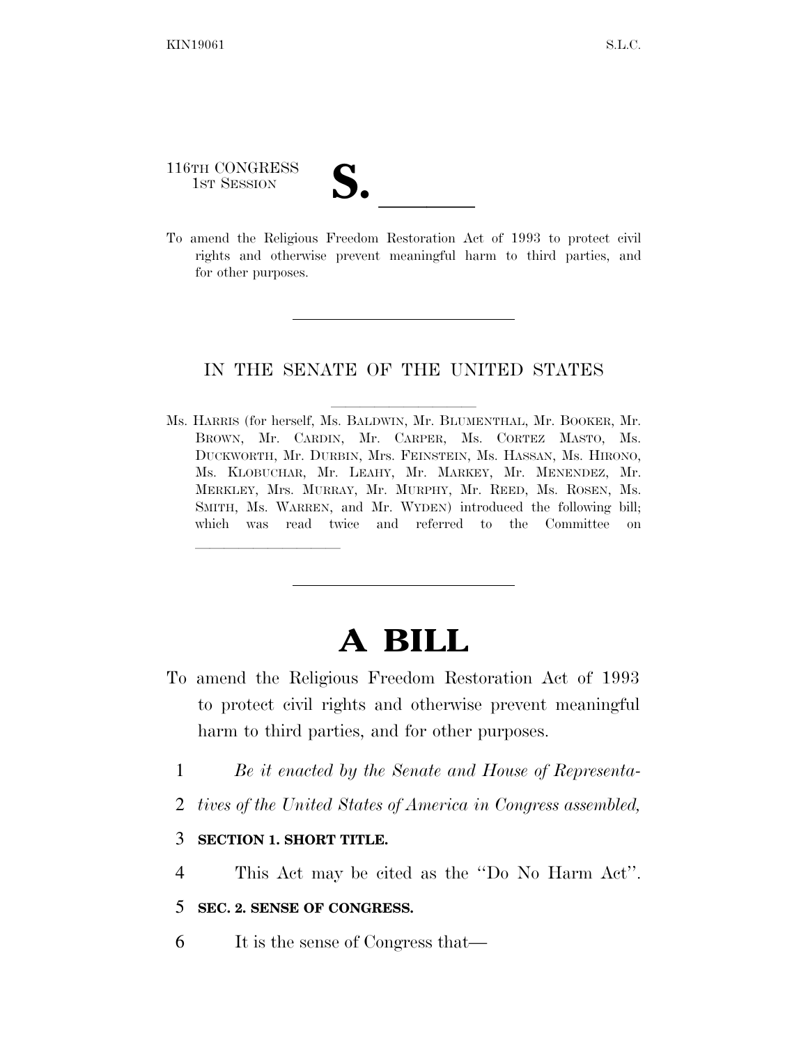116TH CONGRESS
1ST SESSION

**S.** ______

To amend the Religious Freedom Restoration Act of 1993 to protect civil rights and otherwise prevent meaningful harm to third parties, and for other purposes.

---

IN THE SENATE OF THE UNITED STATES

Ms. HARRIS (for herself, Ms. BALDWIN, Mr. BLUMENTHAL, Mr. BOOKER, Mr. BROWN, Mr. CARDIN, Mr. CARPER, Ms. CORTEZ MASTO, Ms. DUCKWORTH, Mr. DURBIN, Mrs. FEINSTEIN, Ms. HASSAN, Ms. HIRONO, Ms. KLOBUCHAR, Mr. LEAHY, Mr. MARKEY, Mr. MENENDEZ, Mr. MERKLEY, Mrs. MURRAY, Mr. MURPHY, Mr. REED, Ms. ROSEN, Ms. SMITH, Ms. WARREN, and Mr. WYDEN) introduced the following bill; which was read twice and referred to the Committee on ______

---

# A BILL

To amend the Religious Freedom Restoration Act of 1993 to protect civil rights and otherwise prevent meaningful harm to third parties, and for other purposes.

1 *Be it enacted by the Senate and House of Representa-*
2 *tives of the United States of America in Congress assembled,*

3 **SECTION 1. SHORT TITLE.**

4 This Act may be cited as the ''Do No Harm Act''.

5 **SEC. 2. SENSE OF CONGRESS.**

6 It is the sense of Congress that—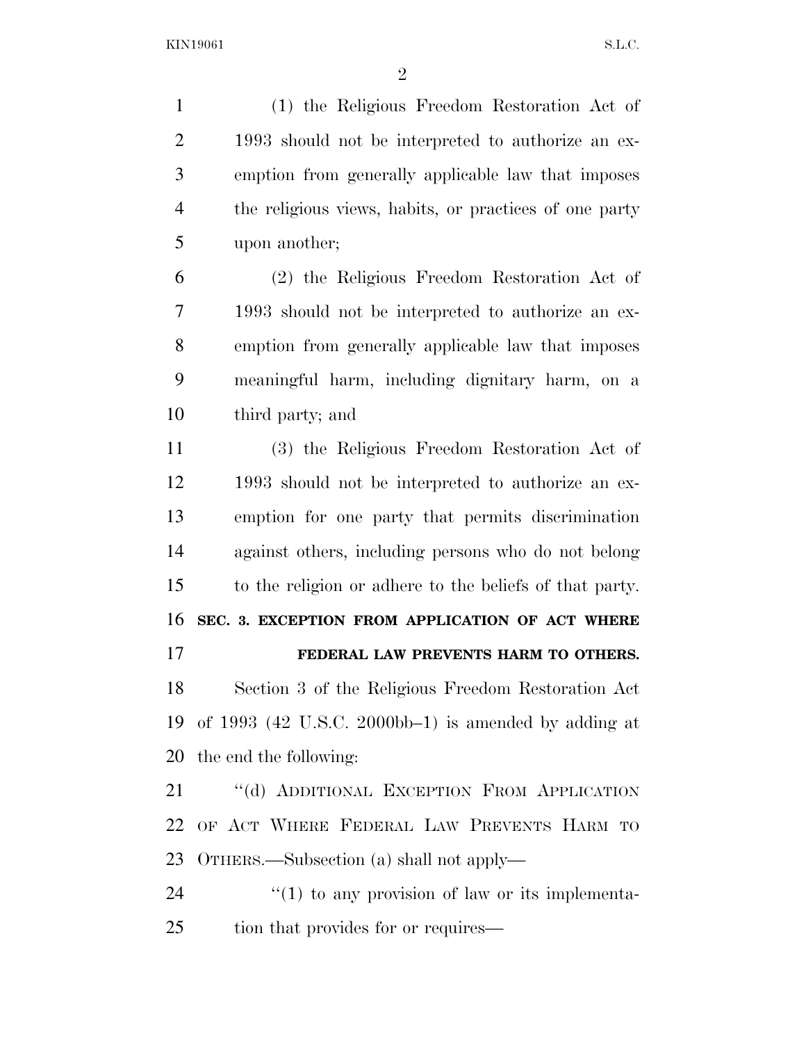(1) the Religious Freedom Restoration Act of 1993 should not be interpreted to authorize an exemption from generally applicable law that imposes the religious views, habits, or practices of one party upon another;

(2) the Religious Freedom Restoration Act of 1993 should not be interpreted to authorize an exemption from generally applicable law that imposes meaningful harm, including dignitary harm, on a third party; and

(3) the Religious Freedom Restoration Act of 1993 should not be interpreted to authorize an exemption for one party that permits discrimination against others, including persons who do not belong to the religion or adhere to the beliefs of that party.

**SEC. 3. EXCEPTION FROM APPLICATION OF ACT WHERE FEDERAL LAW PREVENTS HARM TO OTHERS.**

Section 3 of the Religious Freedom Restoration Act of 1993 (42 U.S.C. 2000bb–1) is amended by adding at the end the following:

"(d) ADDITIONAL EXCEPTION FROM APPLICATION OF ACT WHERE FEDERAL LAW PREVENTS HARM TO OTHERS.—Subsection (a) shall not apply—

"(1) to any provision of law or its implementation that provides for or requires—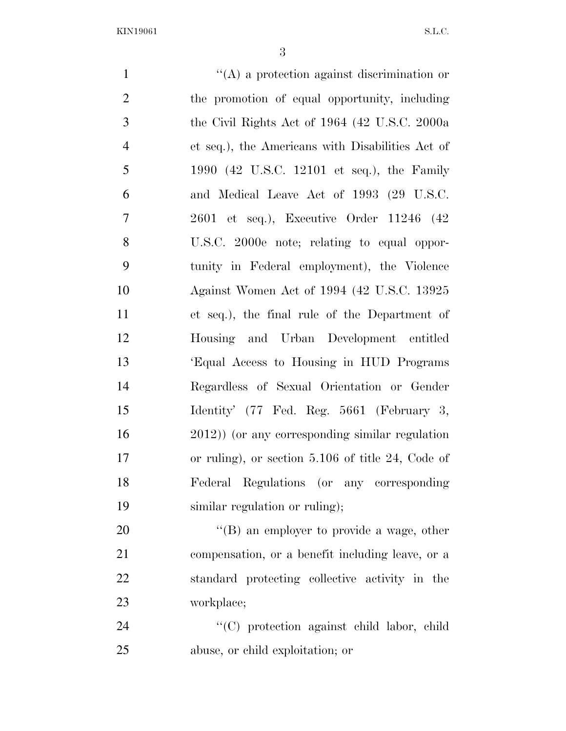"(A) a protection against discrimination or the promotion of equal opportunity, including the Civil Rights Act of 1964 (42 U.S.C. 2000a et seq.), the Americans with Disabilities Act of 1990 (42 U.S.C. 12101 et seq.), the Family and Medical Leave Act of 1993 (29 U.S.C. 2601 et seq.), Executive Order 11246 (42 U.S.C. 2000e note; relating to equal opportunity in Federal employment), the Violence Against Women Act of 1994 (42 U.S.C. 13925 et seq.), the final rule of the Department of Housing and Urban Development entitled 'Equal Access to Housing in HUD Programs Regardless of Sexual Orientation or Gender Identity' (77 Fed. Reg. 5661 (February 3, 2012)) (or any corresponding similar regulation or ruling), or section 5.106 of title 24, Code of Federal Regulations (or any corresponding similar regulation or ruling);

"(B) an employer to provide a wage, other compensation, or a benefit including leave, or a standard protecting collective activity in the workplace;

"(C) protection against child labor, child abuse, or child exploitation; or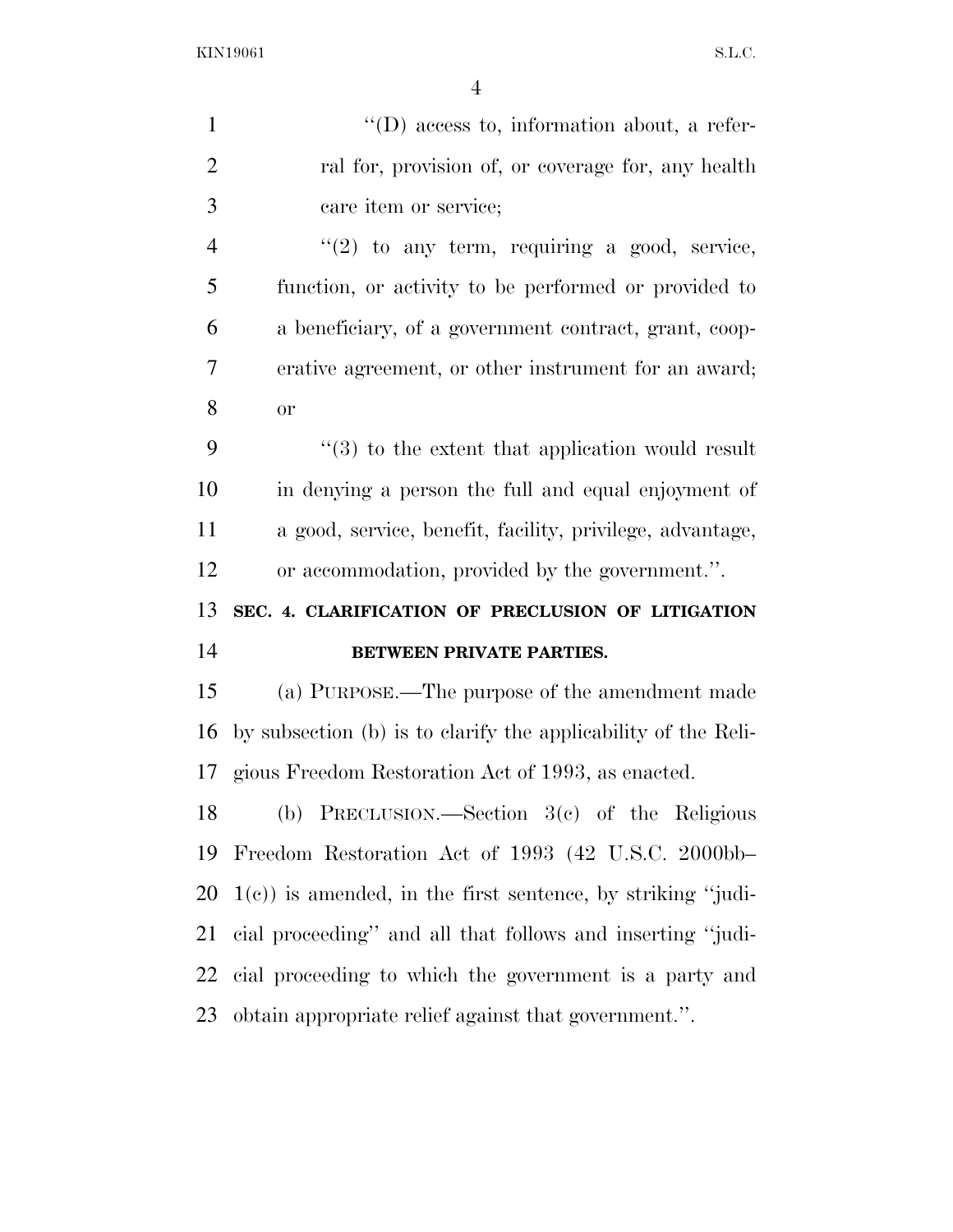"(D) access to, information about, a referral for, provision of, or coverage for, any health care item or service;

"(2) to any term, requiring a good, service, function, or activity to be performed or provided to a beneficiary, of a government contract, grant, cooperative agreement, or other instrument for an award; or

"(3) to the extent that application would result in denying a person the full and equal enjoyment of a good, service, benefit, facility, privilege, advantage, or accommodation, provided by the government.".

**SEC. 4. CLARIFICATION OF PRECLUSION OF LITIGATION BETWEEN PRIVATE PARTIES.**

(a) PURPOSE.—The purpose of the amendment made by subsection (b) is to clarify the applicability of the Religious Freedom Restoration Act of 1993, as enacted.

(b) PRECLUSION.—Section 3(c) of the Religious Freedom Restoration Act of 1993 (42 U.S.C. 2000bb–1(c)) is amended, in the first sentence, by striking "judicial proceeding" and all that follows and inserting "judicial proceeding to which the government is a party and obtain appropriate relief against that government.".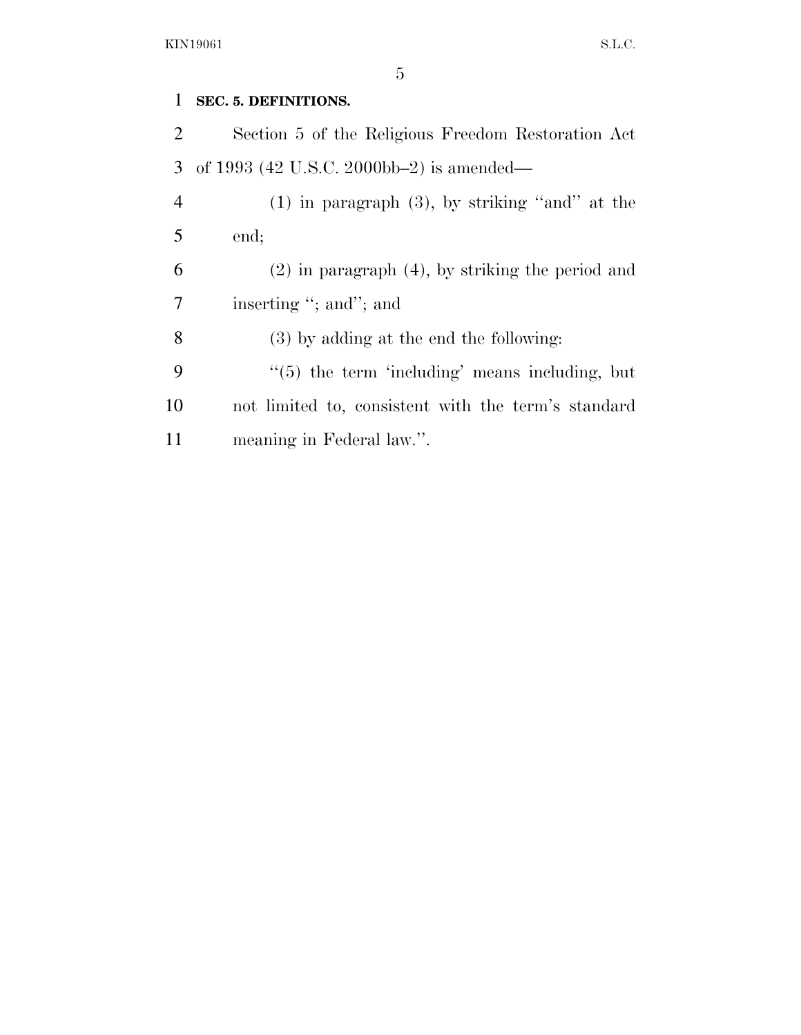**SEC. 5. DEFINITIONS.**

Section 5 of the Religious Freedom Restoration Act of 1993 (42 U.S.C. 2000bb–2) is amended—

(1) in paragraph (3), by striking "and" at the end;

(2) in paragraph (4), by striking the period and inserting "; and"; and

(3) by adding at the end the following:

"(5) the term 'including' means including, but not limited to, consistent with the term's standard meaning in Federal law.".